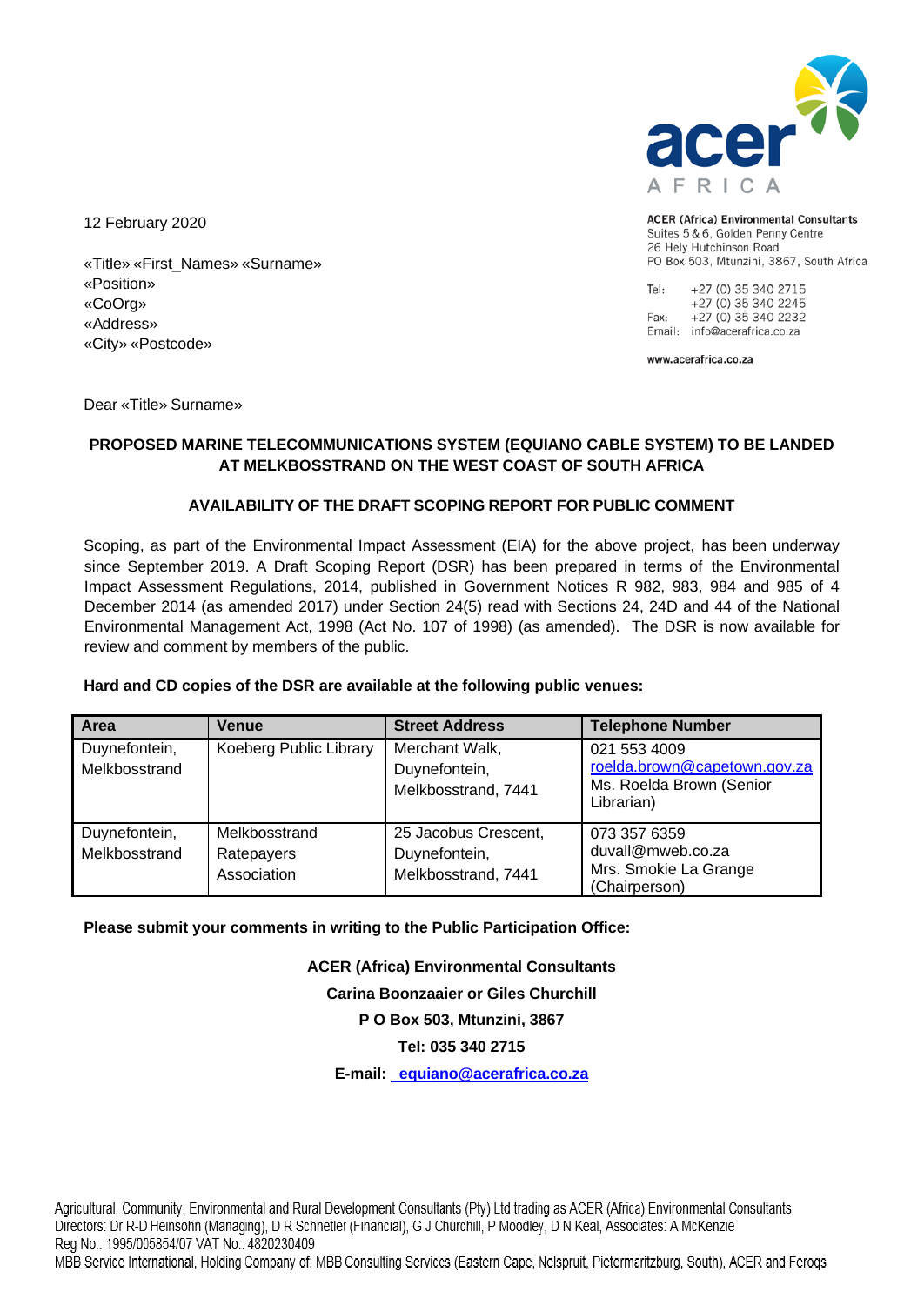ACER (Africa) Environmental Consultants
Suites 5 & 6, Golden Penny Centre
26 Hely Hutchinson Road
PO Box 503, Mtunzini, 3867, South Africa

Tel: +27 (0) 35 340 2715
+27 (0) 35 340 2245
Fax: +27 (0) 35 340 2232
Email: info@acerafrica.co.za

www.acerafrica.co.za

12 February 2020

«Title» «First_Names» «Surname»
«Position»
«CoOrg»
«Address»
«City» «Postcode»

Dear «Title» Surname»

**PROPOSED MARINE TELECOMMUNICATIONS SYSTEM (EQUIANO CABLE SYSTEM) TO BE LANDED AT MELKBOSSTRAND ON THE WEST COAST OF SOUTH AFRICA**

**AVAILABILITY OF THE DRAFT SCOPING REPORT FOR PUBLIC COMMENT**

Scoping, as part of the Environmental Impact Assessment (EIA) for the above project, has been underway since September 2019. A Draft Scoping Report (DSR) has been prepared in terms of the Environmental Impact Assessment Regulations, 2014, published in Government Notices R 982, 983, 984 and 985 of 4 December 2014 (as amended 2017) under Section 24(5) read with Sections 24, 24D and 44 of the National Environmental Management Act, 1998 (Act No. 107 of 1998) (as amended). The DSR is now available for review and comment by members of the public.

**Hard and CD copies of the DSR are available at the following public venues:**

| Area | Venue | Street Address | Telephone Number |
|---|---|---|---|
| Duynefontein, Melkbosstrand | Koeberg Public Library | Merchant Walk, Duynefontein, Melkbosstrand, 7441 | 021 553 4009<br>roelda.brown@capetown.gov.za<br>Ms. Roelda Brown (Senior Librarian) |
| Duynefontein, Melkbosstrand | Melkbosstrand Ratepayers Association | 25 Jacobus Crescent, Duynefontein, Melkbosstrand, 7441 | 073 357 6359<br>duvall@mweb.co.za<br>Mrs. Smokie La Grange (Chairperson) |

**Please submit your comments in writing to the Public Participation Office:**

**ACER (Africa) Environmental Consultants**
**Carina Boonzaaier or Giles Churchill**
**P O Box 503, Mtunzini, 3867**
**Tel: 035 340 2715**
**E-mail: equiano@acerafrica.co.za**

Agricultural, Community, Environmental and Rural Development Consultants (Pty) Ltd trading as ACER (Africa) Environmental Consultants
Directors: Dr R-D Heinsohn (Managing), D R Schnetler (Financial), G J Churchill, P Moodley, D N Keal, Associates: A McKenzie
Reg No.: 1995/005854/07 VAT No.: 4820230409
MBB Service International, Holding Company of: MBB Consulting Services (Eastern Cape, Nelspruit, Pietermaritzburg, South), ACER and Feroqs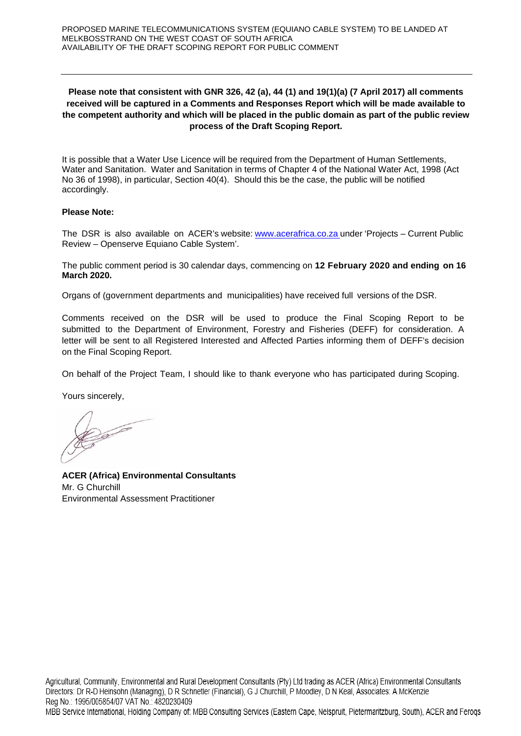**Please note that consistent with GNR 326, 42 (a), 44 (1) and 19(1)(a) (7 April 2017) all comments received will be captured in a Comments and Responses Report which will be made available to the competent authority and which will be placed in the public domain as part of the public review process of the Draft Scoping Report.**

It is possible that a Water Use Licence will be required from the Department of Human Settlements, Water and Sanitation. Water and Sanitation in terms of Chapter 4 of the National Water Act, 1998 (Act No 36 of 1998), in particular, Section 40(4). Should this be the case, the public will be notified accordingly.

**Please Note:**

The DSR is also available on ACER's website: www.acerafrica.co.za under 'Projects – Current Public Review – Openserve Equiano Cable System'.

The public comment period is 30 calendar days, commencing on **12 February 2020 and ending on 16 March 2020.**

Organs of (government departments and municipalities) have received full versions of the DSR.

Comments received on the DSR will be used to produce the Final Scoping Report to be submitted to the Department of Environment, Forestry and Fisheries (DEFF) for consideration. A letter will be sent to all Registered Interested and Affected Parties informing them of DEFF's decision on the Final Scoping Report.

On behalf of the Project Team, I should like to thank everyone who has participated during Scoping.

Yours sincerely,

**ACER (Africa) Environmental Consultants**
Mr. G Churchill
Environmental Assessment Practitioner

Agricultural, Community, Environmental and Rural Development Consultants (Pty) Ltd trading as ACER (Africa) Environmental Consultants
Directors: Dr R-D Heinsohn (Managing), D R Schnetler (Financial), G J Churchill, P Moodley, D N Keal, Associates: A McKenzie
Reg No.: 1995/005854/07 VAT No.: 4820230409
MBB Service International, Holding Company of: MBB Consulting Services (Eastern Cape, Nelspruit, Pietermaritzburg, South), ACER and Feroqs